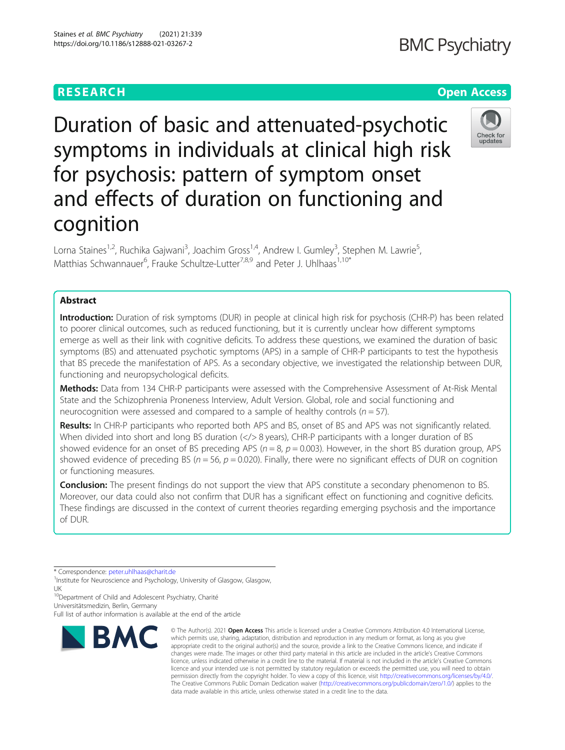RESEARCH

Open Access

# Duration of basic and attenuated-psychotic symptoms in individuals at clinical high risk for psychosis: pattern of symptom onset and effects of duration on functioning and cognition

Lorna Staines[1,2], Ruchika Gajwani[3], Joachim Gross[1,4], Andrew I. Gumley[3], Stephen M. Lawrie[5], Matthias Schwannauer[6], Frauke Schultze-Lutter[7,8,9] and Peter J. Uhlhaas[1,10*]

## Abstract

**Introduction:** Duration of risk symptoms (DUR) in people at clinical high risk for psychosis (CHR-P) has been related to poorer clinical outcomes, such as reduced functioning, but it is currently unclear how different symptoms emerge as well as their link with cognitive deficits. To address these questions, we examined the duration of basic symptoms (BS) and attenuated psychotic symptoms (APS) in a sample of CHR-P participants to test the hypothesis that BS precede the manifestation of APS. As a secondary objective, we investigated the relationship between DUR, functioning and neuropsychological deficits.

**Methods:** Data from 134 CHR-P participants were assessed with the Comprehensive Assessment of At-Risk Mental State and the Schizophrenia Proneness Interview, Adult Version. Global, role and social functioning and neurocognition were assessed and compared to a sample of healthy controls ($n = 57$).

**Results:** In CHR-P participants who reported both APS and BS, onset of BS and APS was not significantly related. When divided into short and long BS duration (</> 8 years), CHR-P participants with a longer duration of BS showed evidence for an onset of BS preceding APS ($n = 8$, $p = 0.003$). However, in the short BS duration group, APS showed evidence of preceding BS ($n = 56$, $p = 0.020$). Finally, there were no significant effects of DUR on cognition or functioning measures.

**Conclusion:** The present findings do not support the view that APS constitute a secondary phenomenon to BS. Moreover, our data could also not confirm that DUR has a significant effect on functioning and cognitive deficits. These findings are discussed in the context of current theories regarding emerging psychosis and the importance of DUR.

\* Correspondence: peter.uhlhaas@charit.de
[1]Institute for Neuroscience and Psychology, University of Glasgow, Glasgow, UK
[10]Department of Child and Adolescent Psychiatry, Charité Universitätsmedizin, Berlin, Germany
Full list of author information is available at the end of the article

© The Author(s). 2021 **Open Access** This article is licensed under a Creative Commons Attribution 4.0 International License, which permits use, sharing, adaptation, distribution and reproduction in any medium or format, as long as you give appropriate credit to the original author(s) and the source, provide a link to the Creative Commons licence, and indicate if changes were made. The images or other third party material in this article are included in the article's Creative Commons licence, unless indicated otherwise in a credit line to the material. If material is not included in the article's Creative Commons licence and your intended use is not permitted by statutory regulation or exceeds the permitted use, you will need to obtain permission directly from the copyright holder. To view a copy of this licence, visit http://creativecommons.org/licenses/by/4.0/. The Creative Commons Public Domain Dedication waiver (http://creativecommons.org/publicdomain/zero/1.0/) applies to the data made available in this article, unless otherwise stated in a credit line to the data.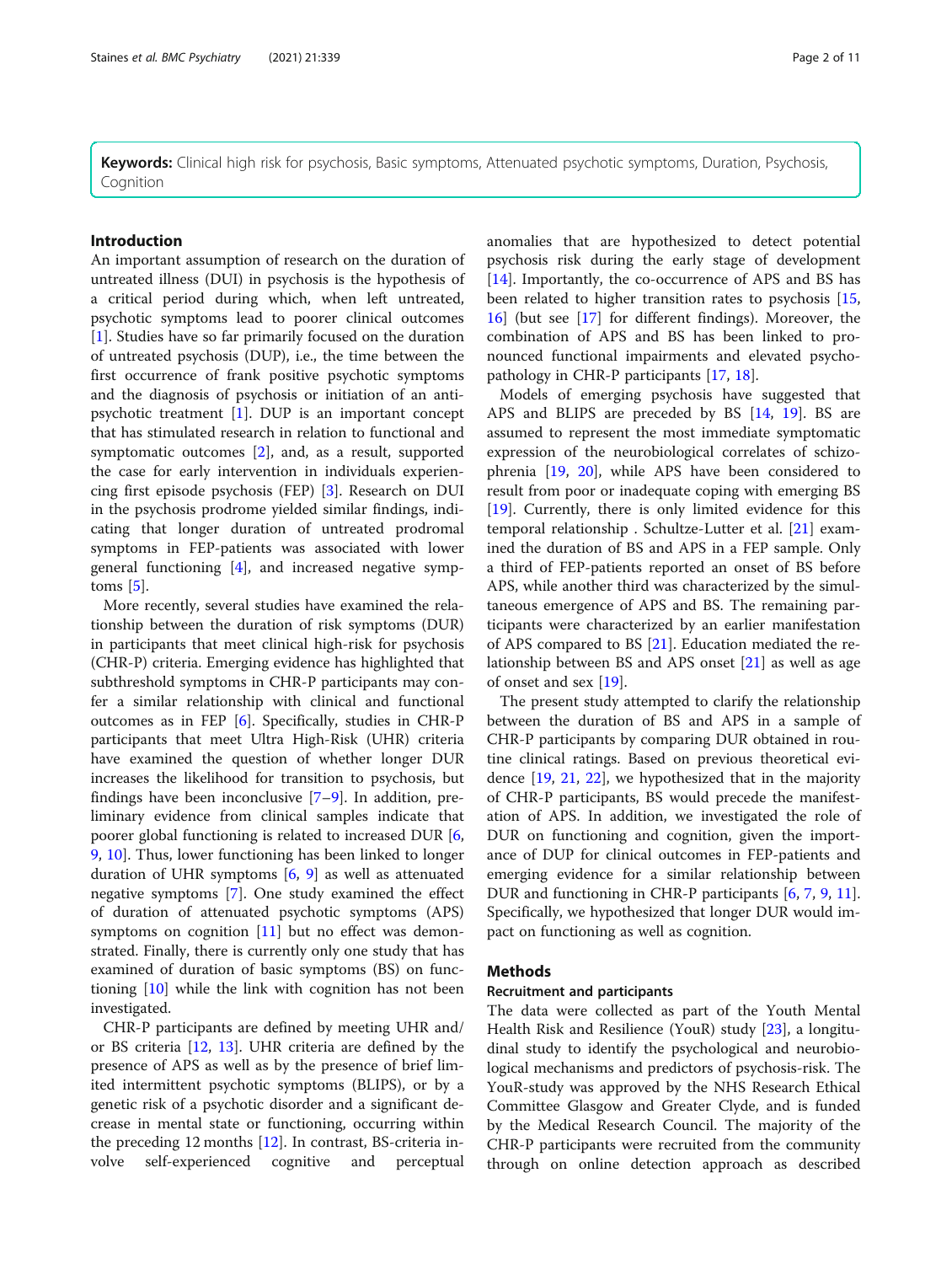**Keywords:** Clinical high risk for psychosis, Basic symptoms, Attenuated psychotic symptoms, Duration, Psychosis, Cognition

## Introduction

An important assumption of research on the duration of untreated illness (DUI) in psychosis is the hypothesis of a critical period during which, when left untreated, psychotic symptoms lead to poorer clinical outcomes [1]. Studies have so far primarily focused on the duration of untreated psychosis (DUP), i.e., the time between the first occurrence of frank positive psychotic symptoms and the diagnosis of psychosis or initiation of an anti-psychotic treatment [1]. DUP is an important concept that has stimulated research in relation to functional and symptomatic outcomes [2], and, as a result, supported the case for early intervention in individuals experiencing first episode psychosis (FEP) [3]. Research on DUI in the psychosis prodrome yielded similar findings, indicating that longer duration of untreated prodromal symptoms in FEP-patients was associated with lower general functioning [4], and increased negative symptoms [5].

More recently, several studies have examined the relationship between the duration of risk symptoms (DUR) in participants that meet clinical high-risk for psychosis (CHR-P) criteria. Emerging evidence has highlighted that subthreshold symptoms in CHR-P participants may confer a similar relationship with clinical and functional outcomes as in FEP [6]. Specifically, studies in CHR-P participants that meet Ultra High-Risk (UHR) criteria have examined the question of whether longer DUR increases the likelihood for transition to psychosis, but findings have been inconclusive [7–9]. In addition, preliminary evidence from clinical samples indicate that poorer global functioning is related to increased DUR [6, 9, 10]. Thus, lower functioning has been linked to longer duration of UHR symptoms [6, 9] as well as attenuated negative symptoms [7]. One study examined the effect of duration of attenuated psychotic symptoms (APS) symptoms on cognition [11] but no effect was demonstrated. Finally, there is currently only one study that has examined of duration of basic symptoms (BS) on functioning [10] while the link with cognition has not been investigated.

CHR-P participants are defined by meeting UHR and/or BS criteria [12, 13]. UHR criteria are defined by the presence of APS as well as by the presence of brief limited intermittent psychotic symptoms (BLIPS), or by a genetic risk of a psychotic disorder and a significant decrease in mental state or functioning, occurring within the preceding 12 months [12]. In contrast, BS-criteria involve self-experienced cognitive and perceptual anomalies that are hypothesized to detect potential psychosis risk during the early stage of development [14]. Importantly, the co-occurrence of APS and BS has been related to higher transition rates to psychosis [15, 16] (but see [17] for different findings). Moreover, the combination of APS and BS has been linked to pronounced functional impairments and elevated psychopathology in CHR-P participants [17, 18].

Models of emerging psychosis have suggested that APS and BLIPS are preceded by BS [14, 19]. BS are assumed to represent the most immediate symptomatic expression of the neurobiological correlates of schizophrenia [19, 20], while APS have been considered to result from poor or inadequate coping with emerging BS [19]. Currently, there is only limited evidence for this temporal relationship . Schultze-Lutter et al. [21] examined the duration of BS and APS in a FEP sample. Only a third of FEP-patients reported an onset of BS before APS, while another third was characterized by the simultaneous emergence of APS and BS. The remaining participants were characterized by an earlier manifestation of APS compared to BS [21]. Education mediated the relationship between BS and APS onset [21] as well as age of onset and sex [19].

The present study attempted to clarify the relationship between the duration of BS and APS in a sample of CHR-P participants by comparing DUR obtained in routine clinical ratings. Based on previous theoretical evidence [19, 21, 22], we hypothesized that in the majority of CHR-P participants, BS would precede the manifestation of APS. In addition, we investigated the role of DUR on functioning and cognition, given the importance of DUP for clinical outcomes in FEP-patients and emerging evidence for a similar relationship between DUR and functioning in CHR-P participants [6, 7, 9, 11]. Specifically, we hypothesized that longer DUR would impact on functioning as well as cognition.

## Methods

### Recruitment and participants

The data were collected as part of the Youth Mental Health Risk and Resilience (YouR) study [23], a longitudinal study to identify the psychological and neurobiological mechanisms and predictors of psychosis-risk. The YouR-study was approved by the NHS Research Ethical Committee Glasgow and Greater Clyde, and is funded by the Medical Research Council. The majority of the CHR-P participants were recruited from the community through on online detection approach as described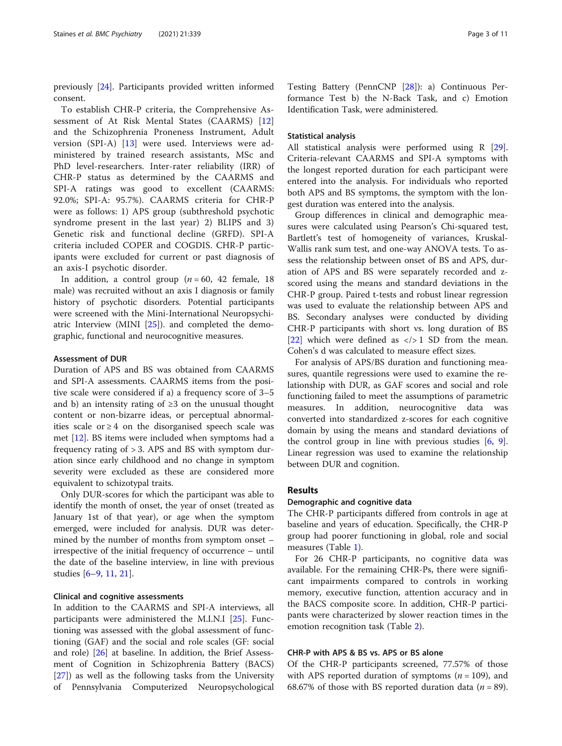previously [24]. Participants provided written informed consent.

To establish CHR-P criteria, the Comprehensive Assessment of At Risk Mental States (CAARMS) [12] and the Schizophrenia Proneness Instrument, Adult version (SPI-A) [13] were used. Interviews were administered by trained research assistants, MSc and PhD level-researchers. Inter-rater reliability (IRR) of CHR-P status as determined by the CAARMS and SPI-A ratings was good to excellent (CAARMS: 92.0%; SPI-A: 95.7%). CAARMS criteria for CHR-P were as follows: 1) APS group (subthreshold psychotic syndrome present in the last year) 2) BLIPS and 3) Genetic risk and functional decline (GRFD). SPI-A criteria included COPER and COGDIS. CHR-P participants were excluded for current or past diagnosis of an axis-I psychotic disorder.

In addition, a control group ($n = 60$, 42 female, 18 male) was recruited without an axis I diagnosis or family history of psychotic disorders. Potential participants were screened with the Mini-International Neuropsychiatric Interview (MINI [25]). and completed the demographic, functional and neurocognitive measures.

### Assessment of DUR

Duration of APS and BS was obtained from CAARMS and SPI-A assessments. CAARMS items from the positive scale were considered if a) a frequency score of 3–5 and b) an intensity rating of ≥3 on the unusual thought content or non-bizarre ideas, or perceptual abnormalities scale or ≥ 4 on the disorganised speech scale was met [12]. BS items were included when symptoms had a frequency rating of > 3. APS and BS with symptom duration since early childhood and no change in symptom severity were excluded as these are considered more equivalent to schizotypal traits.

Only DUR-scores for which the participant was able to identify the month of onset, the year of onset (treated as January 1st of that year), or age when the symptom emerged, were included for analysis. DUR was determined by the number of months from symptom onset – irrespective of the initial frequency of occurrence – until the date of the baseline interview, in line with previous studies [6–9, 11, 21].

### Clinical and cognitive assessments

In addition to the CAARMS and SPI-A interviews, all participants were administered the M.I.N.I [25]. Functioning was assessed with the global assessment of functioning (GAF) and the social and role scales (GF: social and role) [26] at baseline. In addition, the Brief Assessment of Cognition in Schizophrenia Battery (BACS) [27]) as well as the following tasks from the University of Pennsylvania Computerized Neuropsychological Testing Battery (PennCNP [28]): a) Continuous Performance Test b) the N-Back Task, and c) Emotion Identification Task, were administered.

### Statistical analysis

All statistical analysis were performed using R [29]. Criteria-relevant CAARMS and SPI-A symptoms with the longest reported duration for each participant were entered into the analysis. For individuals who reported both APS and BS symptoms, the symptom with the longest duration was entered into the analysis.

Group differences in clinical and demographic measures were calculated using Pearson's Chi-squared test, Bartlett's test of homogeneity of variances, Kruskal-Wallis rank sum test, and one-way ANOVA tests. To assess the relationship between onset of BS and APS, duration of APS and BS were separately recorded and z-scored using the means and standard deviations in the CHR-P group. Paired t-tests and robust linear regression was used to evaluate the relationship between APS and BS. Secondary analyses were conducted by dividing CHR-P participants with short vs. long duration of BS [22] which were defined as </> 1 SD from the mean. Cohen's d was calculated to measure effect sizes.

For analysis of APS/BS duration and functioning measures, quantile regressions were used to examine the relationship with DUR, as GAF scores and social and role functioning failed to meet the assumptions of parametric measures. In addition, neurocognitive data was converted into standardized z-scores for each cognitive domain by using the means and standard deviations of the control group in line with previous studies [6, 9]. Linear regression was used to examine the relationship between DUR and cognition.

## Results

### Demographic and cognitive data

The CHR-P participants differed from controls in age at baseline and years of education. Specifically, the CHR-P group had poorer functioning in global, role and social measures (Table 1).

For 26 CHR-P participants, no cognitive data was available. For the remaining CHR-Ps, there were significant impairments compared to controls in working memory, executive function, attention accuracy and in the BACS composite score. In addition, CHR-P participants were characterized by slower reaction times in the emotion recognition task (Table 2).

### CHR-P with APS & BS vs. APS or BS alone

Of the CHR-P participants screened, 77.57% of those with APS reported duration of symptoms ($n = 109$), and 68.67% of those with BS reported duration data ($n = 89$).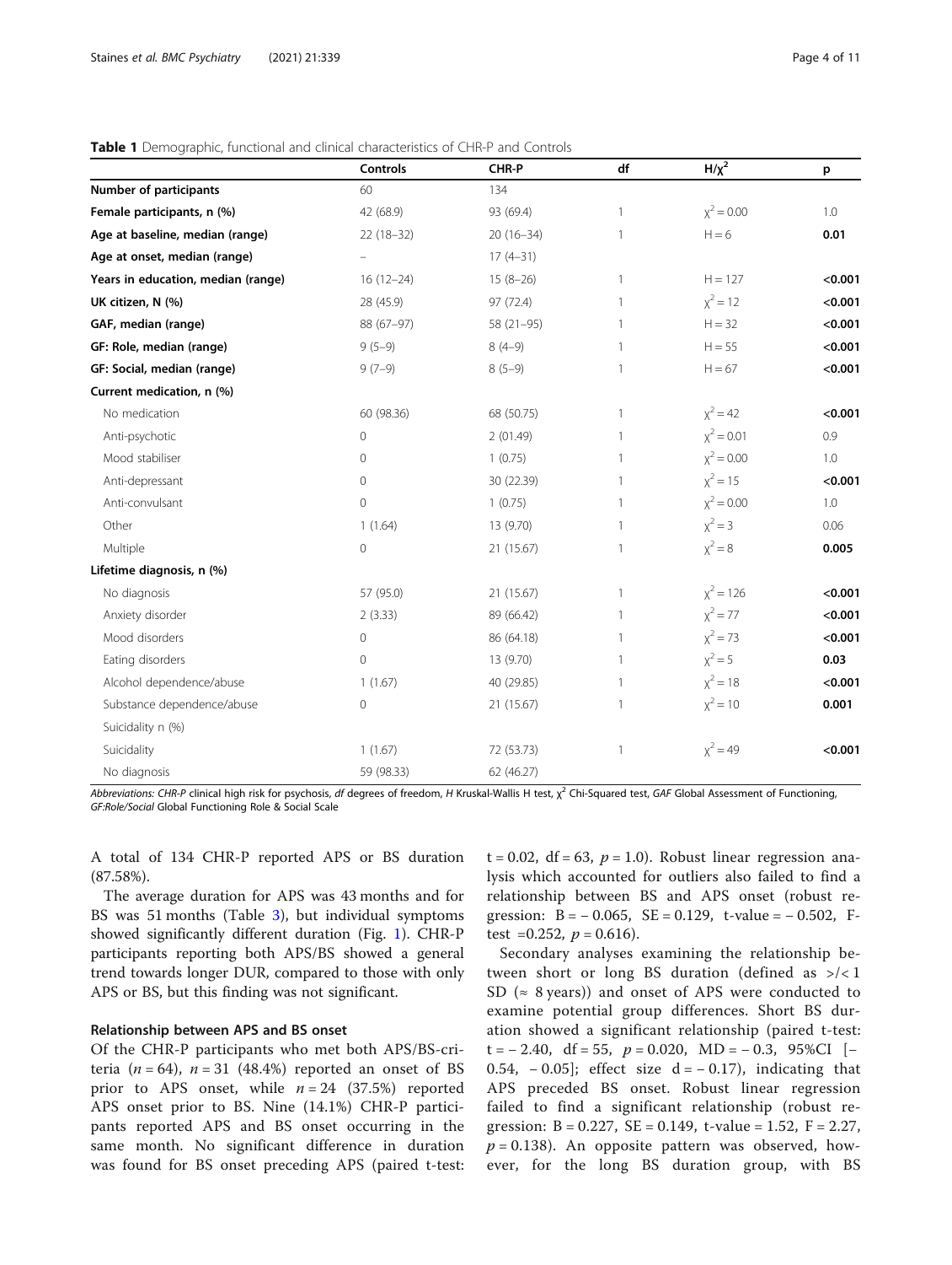**Table 1** Demographic, functional and clinical characteristics of CHR-P and Controls

| | Controls | CHR-P | df | $H/\chi^2$ | p |
|---|---|---|---|---|---|
| **Number of participants** | 60 | 134 | | | |
| **Female participants, n (%)** | 42 (68.9) | 93 (69.4) | 1 | $\chi^2 = 0.00$ | 1.0 |
| **Age at baseline, median (range)** | 22 (18–32) | 20 (16–34) | 1 | H = 6 | **0.01** |
| **Age at onset, median (range)** | – | 17 (4–31) | | | |
| **Years in education, median (range)** | 16 (12–24) | 15 (8–26) | 1 | H = 127 | **<0.001** |
| **UK citizen, N (%)** | 28 (45.9) | 97 (72.4) | 1 | $\chi^2 = 12$ | **<0.001** |
| **GAF, median (range)** | 88 (67–97) | 58 (21–95) | 1 | H = 32 | **<0.001** |
| **GF: Role, median (range)** | 9 (5–9) | 8 (4–9) | 1 | H = 55 | **<0.001** |
| **GF: Social, median (range)** | 9 (7–9) | 8 (5–9) | 1 | H = 67 | **<0.001** |
| **Current medication, n (%)** | | | | | |
| No medication | 60 (98.36) | 68 (50.75) | 1 | $\chi^2 = 42$ | **<0.001** |
| Anti-psychotic | 0 | 2 (01.49) | 1 | $\chi^2 = 0.01$ | 0.9 |
| Mood stabiliser | 0 | 1 (0.75) | 1 | $\chi^2 = 0.00$ | 1.0 |
| Anti-depressant | 0 | 30 (22.39) | 1 | $\chi^2 = 15$ | **<0.001** |
| Anti-convulsant | 0 | 1 (0.75) | 1 | $\chi^2 = 0.00$ | 1.0 |
| Other | 1 (1.64) | 13 (9.70) | 1 | $\chi^2 = 3$ | 0.06 |
| Multiple | 0 | 21 (15.67) | 1 | $\chi^2 = 8$ | **0.005** |
| **Lifetime diagnosis, n (%)** | | | | | |
| No diagnosis | 57 (95.0) | 21 (15.67) | 1 | $\chi^2 = 126$ | **<0.001** |
| Anxiety disorder | 2 (3.33) | 89 (66.42) | 1 | $\chi^2 = 77$ | **<0.001** |
| Mood disorders | 0 | 86 (64.18) | 1 | $\chi^2 = 73$ | **<0.001** |
| Eating disorders | 0 | 13 (9.70) | 1 | $\chi^2 = 5$ | **0.03** |
| Alcohol dependence/abuse | 1 (1.67) | 40 (29.85) | 1 | $\chi^2 = 18$ | **<0.001** |
| Substance dependence/abuse | 0 | 21 (15.67) | 1 | $\chi^2 = 10$ | **0.001** |
| Suicidality n (%) | | | | | |
| Suicidality | 1 (1.67) | 72 (53.73) | 1 | $\chi^2 = 49$ | **<0.001** |
| No diagnosis | 59 (98.33) | 62 (46.27) | | | |

*Abbreviations: CHR-P* clinical high risk for psychosis, *df* degrees of freedom, *H* Kruskal-Wallis H test, $\chi^2$ Chi-Squared test, *GAF* Global Assessment of Functioning, *GF:Role/Social* Global Functioning Role & Social Scale

A total of 134 CHR-P reported APS or BS duration (87.58%).

The average duration for APS was 43 months and for BS was 51 months (Table 3), but individual symptoms showed significantly different duration (Fig. 1). CHR-P participants reporting both APS/BS showed a general trend towards longer DUR, compared to those with only APS or BS, but this finding was not significant.

### Relationship between APS and BS onset

Of the CHR-P participants who met both APS/BS-criteria ($n = 64$), $n = 31$ (48.4%) reported an onset of BS prior to APS onset, while $n = 24$ (37.5%) reported APS onset prior to BS. Nine (14.1%) CHR-P participants reported APS and BS onset occurring in the same month. No significant difference in duration was found for BS onset preceding APS (paired t-test: $t = 0.02$, $df = 63$, $p = 1.0$). Robust linear regression analysis which accounted for outliers also failed to find a relationship between BS and APS onset (robust regression: $B = -0.065$, $SE = 0.129$, t-value = $-0.502$, F-test $= 0.252$, $p = 0.616$).

Secondary analyses examining the relationship between short or long BS duration (defined as >/< 1 SD ($\approx$ 8 years)) and onset of APS were conducted to examine potential group differences. Short BS duration showed a significant relationship (paired t-test: $t = -2.40$, $df = 55$, $p = 0.020$, $MD = -0.3$, 95%CI [$-0.54$, $-0.05$]; effect size $d = -0.17$), indicating that APS preceded BS onset. Robust linear regression failed to find a significant relationship (robust regression: $B = 0.227$, $SE = 0.149$, t-value = 1.52, $F = 2.27$, $p = 0.138$). An opposite pattern was observed, however, for the long BS duration group, with BS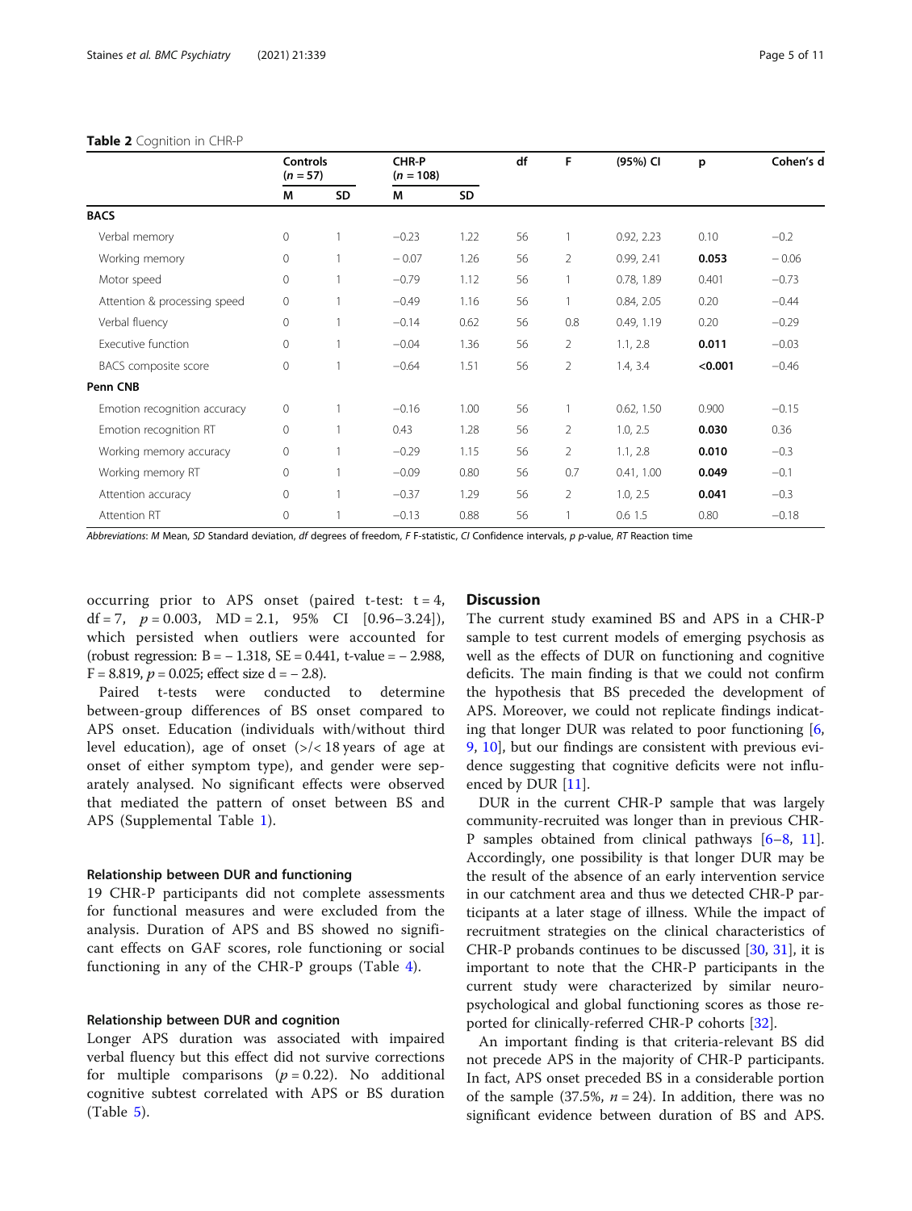**Table 2** Cognition in CHR-P

| | Controls ($n = 57$) | | CHR-P ($n = 108$) | | df | F | (95%) CI | p | Cohen's d |
|---|---|---|---|---|---|---|---|---|---|
| | M | SD | M | SD | | | | | |
| **BACS** | | | | | | | | | |
| Verbal memory | 0 | 1 | −0.23 | 1.22 | 56 | 1 | 0.92, 2.23 | 0.10 | −0.2 |
| Working memory | 0 | 1 | − 0.07 | 1.26 | 56 | 2 | 0.99, 2.41 | **0.053** | − 0.06 |
| Motor speed | 0 | 1 | −0.79 | 1.12 | 56 | 1 | 0.78, 1.89 | 0.401 | −0.73 |
| Attention & processing speed | 0 | 1 | −0.49 | 1.16 | 56 | 1 | 0.84, 2.05 | 0.20 | −0.44 |
| Verbal fluency | 0 | 1 | −0.14 | 0.62 | 56 | 0.8 | 0.49, 1.19 | 0.20 | −0.29 |
| Executive function | 0 | 1 | −0.04 | 1.36 | 56 | 2 | 1.1, 2.8 | **0.011** | −0.03 |
| BACS composite score | 0 | 1 | −0.64 | 1.51 | 56 | 2 | 1.4, 3.4 | **<0.001** | −0.46 |
| **Penn CNB** | | | | | | | | | |
| Emotion recognition accuracy | 0 | 1 | −0.16 | 1.00 | 56 | 1 | 0.62, 1.50 | 0.900 | −0.15 |
| Emotion recognition RT | 0 | 1 | 0.43 | 1.28 | 56 | 2 | 1.0, 2.5 | **0.030** | 0.36 |
| Working memory accuracy | 0 | 1 | −0.29 | 1.15 | 56 | 2 | 1.1, 2.8 | **0.010** | −0.3 |
| Working memory RT | 0 | 1 | −0.09 | 0.80 | 56 | 0.7 | 0.41, 1.00 | **0.049** | −0.1 |
| Attention accuracy | 0 | 1 | −0.37 | 1.29 | 56 | 2 | 1.0, 2.5 | **0.041** | −0.3 |
| Attention RT | 0 | 1 | −0.13 | 0.88 | 56 | 1 | 0.6 1.5 | 0.80 | −0.18 |

*Abbreviations*: *M* Mean, *SD* Standard deviation, *df* degrees of freedom, *F* F-statistic, *CI* Confidence intervals, *p* p-value, *RT* Reaction time

occurring prior to APS onset (paired t-test: $t = 4$, $df = 7$, $p = 0.003$, $MD = 2.1$, 95% CI [0.96–3.24]), which persisted when outliers were accounted for (robust regression: $B = -1.318$, $SE = 0.441$, t-value = − 2.988, $F = 8.819$, $p = 0.025$; effect size $d = -2.8$).

Paired t-tests were conducted to determine between-group differences of BS onset compared to APS onset. Education (individuals with/without third level education), age of onset (>/< 18 years of age at onset of either symptom type), and gender were separately analysed. No significant effects were observed that mediated the pattern of onset between BS and APS (Supplemental Table 1).

### Relationship between DUR and functioning

19 CHR-P participants did not complete assessments for functional measures and were excluded from the analysis. Duration of APS and BS showed no significant effects on GAF scores, role functioning or social functioning in any of the CHR-P groups (Table 4).

### Relationship between DUR and cognition

Longer APS duration was associated with impaired verbal fluency but this effect did not survive corrections for multiple comparisons ($p = 0.22$). No additional cognitive subtest correlated with APS or BS duration (Table 5).

## Discussion

The current study examined BS and APS in a CHR-P sample to test current models of emerging psychosis as well as the effects of DUR on functioning and cognitive deficits. The main finding is that we could not confirm the hypothesis that BS preceded the development of APS. Moreover, we could not replicate findings indicating that longer DUR was related to poor functioning [6, 9, 10], but our findings are consistent with previous evidence suggesting that cognitive deficits were not influenced by DUR [11].

DUR in the current CHR-P sample that was largely community-recruited was longer than in previous CHR-P samples obtained from clinical pathways [6–8, 11]. Accordingly, one possibility is that longer DUR may be the result of the absence of an early intervention service in our catchment area and thus we detected CHR-P participants at a later stage of illness. While the impact of recruitment strategies on the clinical characteristics of CHR-P probands continues to be discussed [30, 31], it is important to note that the CHR-P participants in the current study were characterized by similar neuropsychological and global functioning scores as those reported for clinically-referred CHR-P cohorts [32].

An important finding is that criteria-relevant BS did not precede APS in the majority of CHR-P participants. In fact, APS onset preceded BS in a considerable portion of the sample (37.5%, $n = 24$). In addition, there was no significant evidence between duration of BS and APS.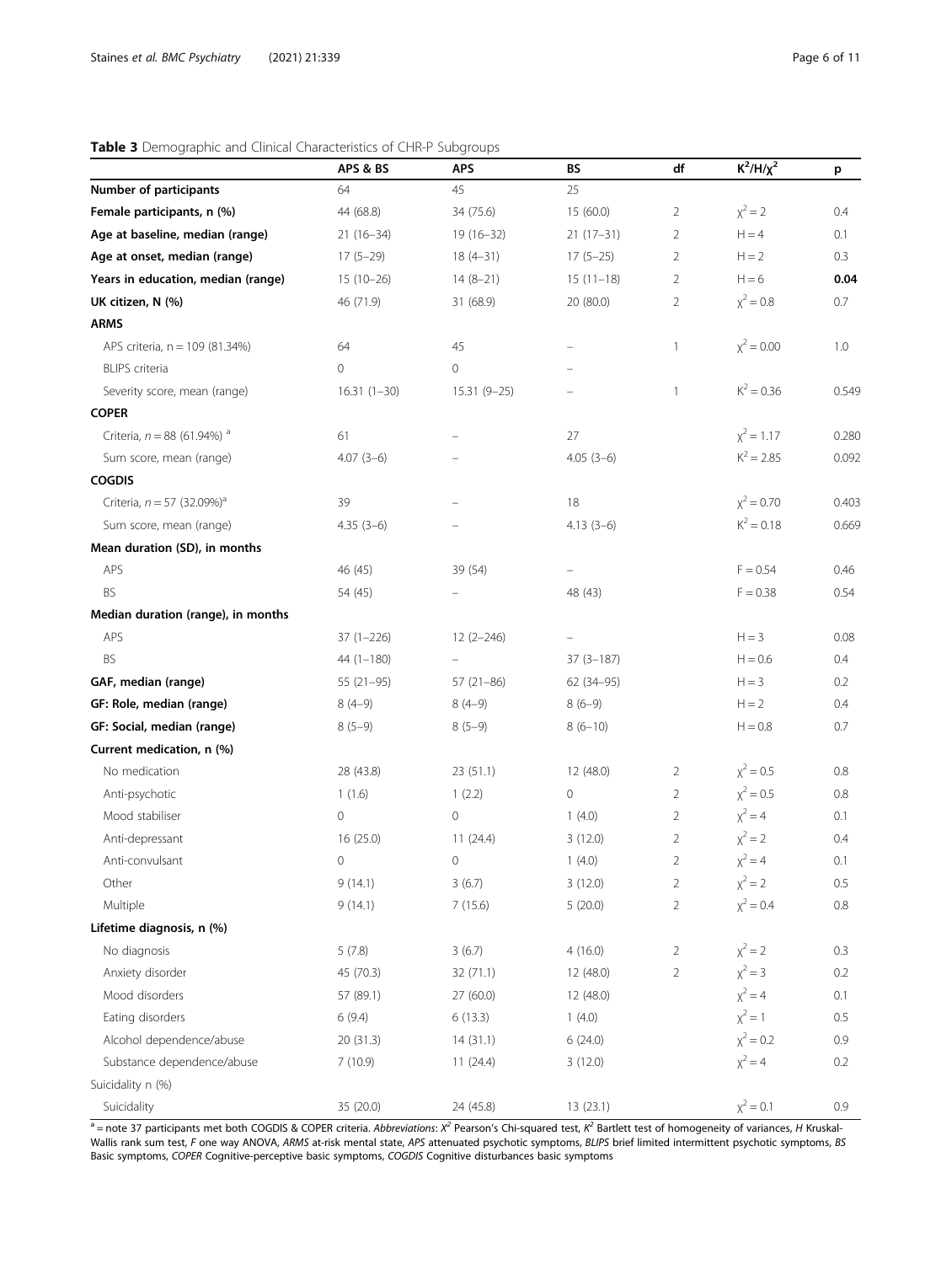**Table 3** Demographic and Clinical Characteristics of CHR-P Subgroups

| | APS & BS | APS | BS | df | $K^2/H/\chi^2$ | p |
|---|---|---|---|---|---|---|
| **Number of participants** | 64 | 45 | 25 | | | |
| **Female participants, n (%)** | 44 (68.8) | 34 (75.6) | 15 (60.0) | 2 | $\chi^2 = 2$ | 0.4 |
| **Age at baseline, median (range)** | 21 (16–34) | 19 (16–32) | 21 (17–31) | 2 | H = 4 | 0.1 |
| **Age at onset, median (range)** | 17 (5–29) | 18 (4–31) | 17 (5–25) | 2 | H = 2 | 0.3 |
| **Years in education, median (range)** | 15 (10–26) | 14 (8–21) | 15 (11–18) | 2 | H = 6 | **0.04** |
| **UK citizen, N (%)** | 46 (71.9) | 31 (68.9) | 20 (80.0) | 2 | $\chi^2 = 0.8$ | 0.7 |
| **ARMS** | | | | | | |
| APS criteria, n = 109 (81.34%) | 64 | 45 | – | 1 | $\chi^2 = 0.00$ | 1.0 |
| BLIPS criteria | 0 | 0 | – | | | |
| Severity score, mean (range) | 16.31 (1–30) | 15.31 (9–25) | – | 1 | $K^2 = 0.36$ | 0.549 |
| **COPER** | | | | | | |
| Criteria, n = 88 (61.94%) [a] | 61 | – | 27 | | $\chi^2 = 1.17$ | 0.280 |
| Sum score, mean (range) | 4.07 (3–6) | – | 4.05 (3–6) | | $K^2 = 2.85$ | 0.092 |
| **COGDIS** | | | | | | |
| Criteria, n = 57 (32.09%)[a] | 39 | – | 18 | | $\chi^2 = 0.70$ | 0.403 |
| Sum score, mean (range) | 4.35 (3–6) | – | 4.13 (3–6) | | $K^2 = 0.18$ | 0.669 |
| **Mean duration (SD), in months** | | | | | | |
| APS | 46 (45) | 39 (54) | – | | F = 0.54 | 0.46 |
| BS | 54 (45) | – | 48 (43) | | F = 0.38 | 0.54 |
| **Median duration (range), in months** | | | | | | |
| APS | 37 (1–226) | 12 (2–246) | – | | H = 3 | 0.08 |
| BS | 44 (1–180) | – | 37 (3–187) | | H = 0.6 | 0.4 |
| **GAF, median (range)** | 55 (21–95) | 57 (21–86) | 62 (34–95) | | H = 3 | 0.2 |
| **GF: Role, median (range)** | 8 (4–9) | 8 (4–9) | 8 (6–9) | | H = 2 | 0.4 |
| **GF: Social, median (range)** | 8 (5–9) | 8 (5–9) | 8 (6–10) | | H = 0.8 | 0.7 |
| **Current medication, n (%)** | | | | | | |
| No medication | 28 (43.8) | 23 (51.1) | 12 (48.0) | 2 | $\chi^2 = 0.5$ | 0.8 |
| Anti-psychotic | 1 (1.6) | 1 (2.2) | 0 | 2 | $\chi^2 = 0.5$ | 0.8 |
| Mood stabiliser | 0 | 0 | 1 (4.0) | 2 | $\chi^2 = 4$ | 0.1 |
| Anti-depressant | 16 (25.0) | 11 (24.4) | 3 (12.0) | 2 | $\chi^2 = 2$ | 0.4 |
| Anti-convulsant | 0 | 0 | 1 (4.0) | 2 | $\chi^2 = 4$ | 0.1 |
| Other | 9 (14.1) | 3 (6.7) | 3 (12.0) | 2 | $\chi^2 = 2$ | 0.5 |
| Multiple | 9 (14.1) | 7 (15.6) | 5 (20.0) | 2 | $\chi^2 = 0.4$ | 0.8 |
| **Lifetime diagnosis, n (%)** | | | | | | |
| No diagnosis | 5 (7.8) | 3 (6.7) | 4 (16.0) | 2 | $\chi^2 = 2$ | 0.3 |
| Anxiety disorder | 45 (70.3) | 32 (71.1) | 12 (48.0) | 2 | $\chi^2 = 3$ | 0.2 |
| Mood disorders | 57 (89.1) | 27 (60.0) | 12 (48.0) | | $\chi^2 = 4$ | 0.1 |
| Eating disorders | 6 (9.4) | 6 (13.3) | 1 (4.0) | | $\chi^2 = 1$ | 0.5 |
| Alcohol dependence/abuse | 20 (31.3) | 14 (31.1) | 6 (24.0) | | $\chi^2 = 0.2$ | 0.9 |
| Substance dependence/abuse | 7 (10.9) | 11 (24.4) | 3 (12.0) | | $\chi^2 = 4$ | 0.2 |
| Suicidality n (%) | | | | | | |
| Suicidality | 35 (20.0) | 24 (45.8) | 13 (23.1) | | $\chi^2 = 0.1$ | 0.9 |

[a] = note 37 participants met both COGDIS & COPER criteria. *Abbreviations*: $X^2$ Pearson's Chi-squared test, $K^2$ Bartlett test of homogeneity of variances, *H* Kruskal-Wallis rank sum test, *F* one way ANOVA, *ARMS* at-risk mental state, *APS* attenuated psychotic symptoms, *BLIPS* brief limited intermittent psychotic symptoms, *BS* Basic symptoms, *COPER* Cognitive-perceptive basic symptoms, *COGDIS* Cognitive disturbances basic symptoms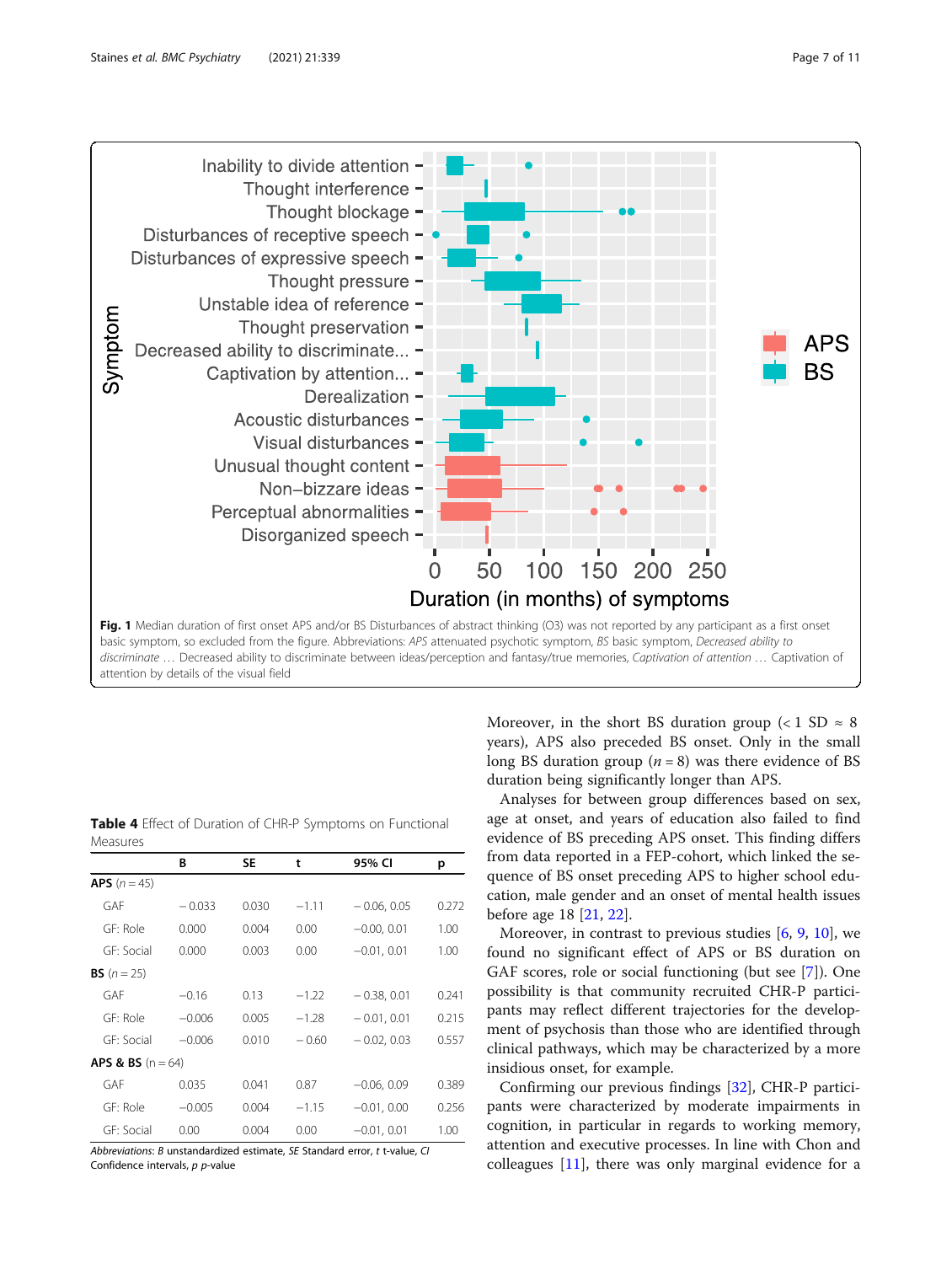Fig. 1 Median duration of first onset APS and/or BS Disturbances of abstract thinking (O3) was not reported by any participant as a first onset basic symptom, so excluded from the figure. Abbreviations: *APS* attenuated psychotic symptom, *BS* basic symptom, *Decreased ability to discriminate …* Decreased ability to discriminate between ideas/perception and fantasy/true memories, *Captivation of attention …* Captivation of attention by details of the visual field

**Table 4** Effect of Duration of CHR-P Symptoms on Functional Measures

| | B | SE | t | 95% CI | p |
|---|---|---|---|---|---|
| **APS** (*n* = 45) | | | | | |
| GAF | − 0.033 | 0.030 | −1.11 | − 0.06, 0.05 | 0.272 |
| GF: Role | 0.000 | 0.004 | 0.00 | −0.00, 0.01 | 1.00 |
| GF: Social | 0.000 | 0.003 | 0.00 | −0.01, 0.01 | 1.00 |
| **BS** (*n* = 25) | | | | | |
| GAF | −0.16 | 0.13 | −1.22 | − 0.38, 0.01 | 0.241 |
| GF: Role | −0.006 | 0.005 | −1.28 | − 0.01, 0.01 | 0.215 |
| GF: Social | −0.006 | 0.010 | − 0.60 | − 0.02, 0.03 | 0.557 |
| **APS & BS** (n = 64) | | | | | |
| GAF | 0.035 | 0.041 | 0.87 | −0.06, 0.09 | 0.389 |
| GF: Role | −0.005 | 0.004 | −1.15 | −0.01, 0.00 | 0.256 |
| GF: Social | 0.00 | 0.004 | 0.00 | −0.01, 0.01 | 1.00 |

*Abbreviations*: *B* unstandardized estimate, *SE* Standard error, *t* t-value, *CI* Confidence intervals, *p* p-value

Moreover, in the short BS duration group (< 1 SD ≈ 8 years), APS also preceded BS onset. Only in the small long BS duration group ($n = 8$) was there evidence of BS duration being significantly longer than APS.

Analyses for between group differences based on sex, age at onset, and years of education also failed to find evidence of BS preceding APS onset. This finding differs from data reported in a FEP-cohort, which linked the sequence of BS onset preceding APS onset to higher school education, male gender and an onset of mental health issues before age 18 [21, 22].

Moreover, in contrast to previous studies [6, 9, 10], we found no significant effect of APS or BS duration on GAF scores, role or social functioning (but see [7]). One possibility is that community recruited CHR-P participants may reflect different trajectories for the development of psychosis than those who are identified through clinical pathways, which may be characterized by a more insidious onset, for example.

Confirming our previous findings [32], CHR-P participants were characterized by moderate impairments in cognition, in particular in regards to working memory, attention and executive processes. In line with Chon and colleagues [11], there was only marginal evidence for a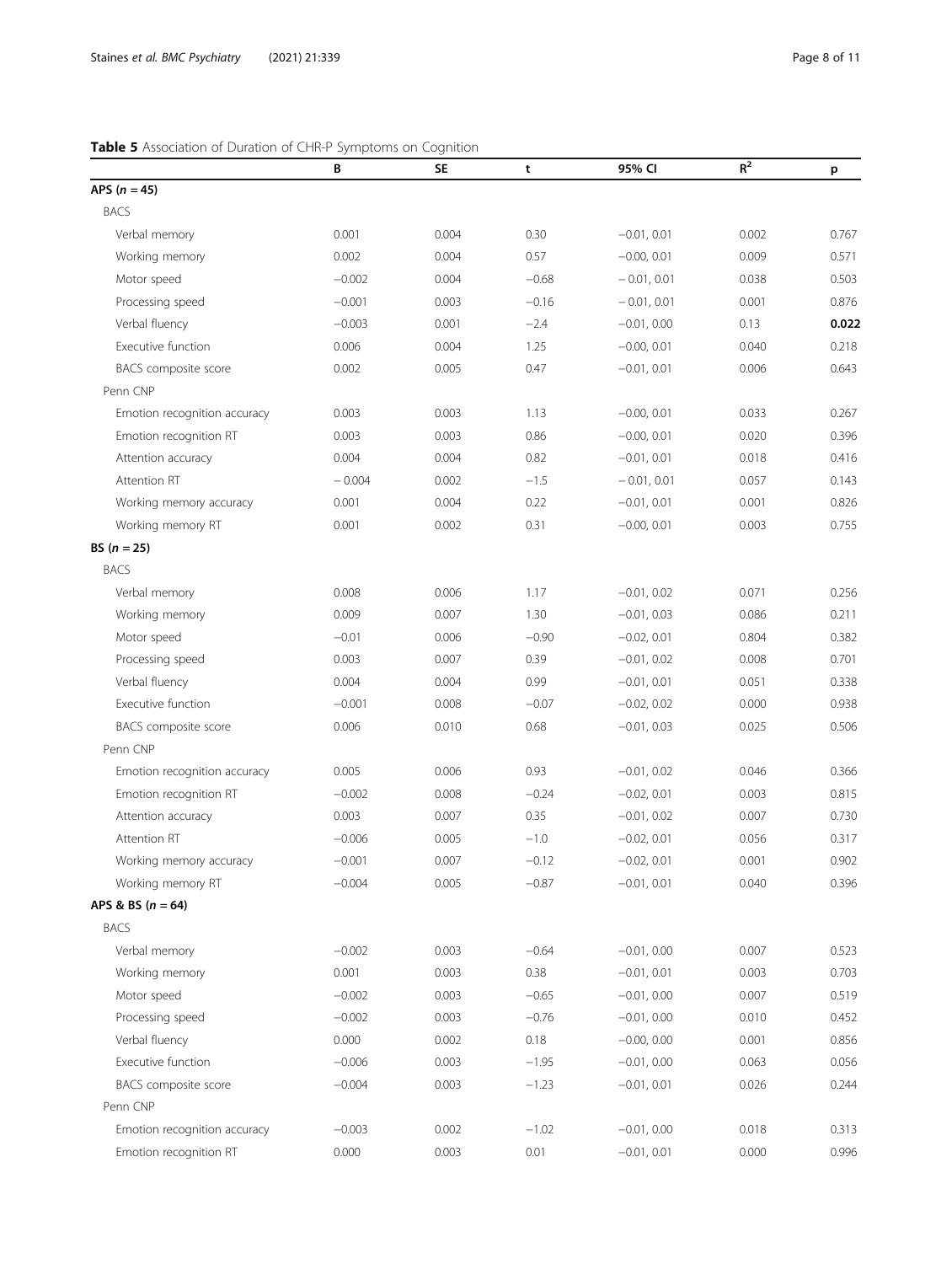**Table 5** Association of Duration of CHR-P Symptoms on Cognition

| | B | SE | t | 95% CI | $R^2$ | p |
|---|---|---|---|---|---|---|
| **APS (*n* = 45)** | | | | | | |
| BACS | | | | | | |
| Verbal memory | 0.001 | 0.004 | 0.30 | −0.01, 0.01 | 0.002 | 0.767 |
| Working memory | 0.002 | 0.004 | 0.57 | −0.00, 0.01 | 0.009 | 0.571 |
| Motor speed | −0.002 | 0.004 | −0.68 | − 0.01, 0.01 | 0.038 | 0.503 |
| Processing speed | −0.001 | 0.003 | −0.16 | − 0.01, 0.01 | 0.001 | 0.876 |
| Verbal fluency | −0.003 | 0.001 | −2.4 | −0.01, 0.00 | 0.13 | **0.022** |
| Executive function | 0.006 | 0.004 | 1.25 | −0.00, 0.01 | 0.040 | 0.218 |
| BACS composite score | 0.002 | 0.005 | 0.47 | −0.01, 0.01 | 0.006 | 0.643 |
| Penn CNP | | | | | | |
| Emotion recognition accuracy | 0.003 | 0.003 | 1.13 | −0.00, 0.01 | 0.033 | 0.267 |
| Emotion recognition RT | 0.003 | 0.003 | 0.86 | −0.00, 0.01 | 0.020 | 0.396 |
| Attention accuracy | 0.004 | 0.004 | 0.82 | −0.01, 0.01 | 0.018 | 0.416 |
| Attention RT | − 0.004 | 0.002 | −1.5 | − 0.01, 0.01 | 0.057 | 0.143 |
| Working memory accuracy | 0.001 | 0.004 | 0.22 | −0.01, 0.01 | 0.001 | 0.826 |
| Working memory RT | 0.001 | 0.002 | 0.31 | −0.00, 0.01 | 0.003 | 0.755 |
| **BS (*n* = 25)** | | | | | | |
| BACS | | | | | | |
| Verbal memory | 0.008 | 0.006 | 1.17 | −0.01, 0.02 | 0.071 | 0.256 |
| Working memory | 0.009 | 0.007 | 1.30 | −0.01, 0.03 | 0.086 | 0.211 |
| Motor speed | −0.01 | 0.006 | −0.90 | −0.02, 0.01 | 0.804 | 0.382 |
| Processing speed | 0.003 | 0.007 | 0.39 | −0.01, 0.02 | 0.008 | 0.701 |
| Verbal fluency | 0.004 | 0.004 | 0.99 | −0.01, 0.01 | 0.051 | 0.338 |
| Executive function | −0.001 | 0.008 | −0.07 | −0.02, 0.02 | 0.000 | 0.938 |
| BACS composite score | 0.006 | 0.010 | 0.68 | −0.01, 0.03 | 0.025 | 0.506 |
| Penn CNP | | | | | | |
| Emotion recognition accuracy | 0.005 | 0.006 | 0.93 | −0.01, 0.02 | 0.046 | 0.366 |
| Emotion recognition RT | −0.002 | 0.008 | −0.24 | −0.02, 0.01 | 0.003 | 0.815 |
| Attention accuracy | 0.003 | 0.007 | 0.35 | −0.01, 0.02 | 0.007 | 0.730 |
| Attention RT | −0.006 | 0.005 | −1.0 | −0.02, 0.01 | 0.056 | 0.317 |
| Working memory accuracy | −0.001 | 0.007 | −0.12 | −0.02, 0.01 | 0.001 | 0.902 |
| Working memory RT | −0.004 | 0.005 | −0.87 | −0.01, 0.01 | 0.040 | 0.396 |
| **APS & BS (*n* = 64)** | | | | | | |
| BACS | | | | | | |
| Verbal memory | −0.002 | 0.003 | −0.64 | −0.01, 0.00 | 0.007 | 0.523 |
| Working memory | 0.001 | 0.003 | 0.38 | −0.01, 0.01 | 0.003 | 0.703 |
| Motor speed | −0.002 | 0.003 | −0.65 | −0.01, 0.00 | 0.007 | 0.519 |
| Processing speed | −0.002 | 0.003 | −0.76 | −0.01, 0.00 | 0.010 | 0.452 |
| Verbal fluency | 0.000 | 0.002 | 0.18 | −0.00, 0.00 | 0.001 | 0.856 |
| Executive function | −0.006 | 0.003 | −1.95 | −0.01, 0.00 | 0.063 | 0.056 |
| BACS composite score | −0.004 | 0.003 | −1.23 | −0.01, 0.01 | 0.026 | 0.244 |
| Penn CNP | | | | | | |
| Emotion recognition accuracy | −0.003 | 0.002 | −1.02 | −0.01, 0.00 | 0.018 | 0.313 |
| Emotion recognition RT | 0.000 | 0.003 | 0.01 | −0.01, 0.01 | 0.000 | 0.996 |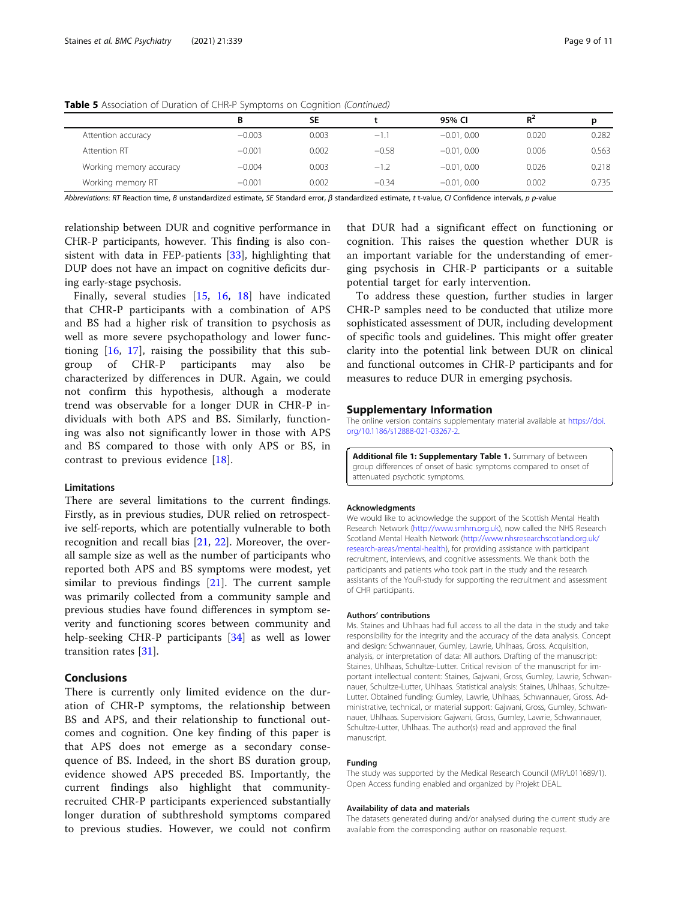**Table 5** Association of Duration of CHR-P Symptoms on Cognition *(Continued)*

| | B | SE | t | 95% CI | $R^2$ | p |
|---|---|---|---|---|---|---|
| Attention accuracy | −0.003 | 0.003 | −1.1 | −0.01, 0.00 | 0.020 | 0.282 |
| Attention RT | −0.001 | 0.002 | −0.58 | −0.01, 0.00 | 0.006 | 0.563 |
| Working memory accuracy | −0.004 | 0.003 | −1.2 | −0.01, 0.00 | 0.026 | 0.218 |
| Working memory RT | −0.001 | 0.002 | −0.34 | −0.01, 0.00 | 0.002 | 0.735 |

*Abbreviations*: *RT* Reaction time, *B* unstandardized estimate, *SE* Standard error, *β* standardized estimate, *t* t-value, *CI* Confidence intervals, *p* *p*-value

relationship between DUR and cognitive performance in CHR-P participants, however. This finding is also consistent with data in FEP-patients [33], highlighting that DUP does not have an impact on cognitive deficits during early-stage psychosis.

Finally, several studies [15, 16, 18] have indicated that CHR-P participants with a combination of APS and BS had a higher risk of transition to psychosis as well as more severe psychopathology and lower functioning [16, 17], raising the possibility that this subgroup of CHR-P participants may also be characterized by differences in DUR. Again, we could not confirm this hypothesis, although a moderate trend was observable for a longer DUR in CHR-P individuals with both APS and BS. Similarly, functioning was also not significantly lower in those with APS and BS compared to those with only APS or BS, in contrast to previous evidence [18].

### Limitations

There are several limitations to the current findings. Firstly, as in previous studies, DUR relied on retrospective self-reports, which are potentially vulnerable to both recognition and recall bias [21, 22]. Moreover, the overall sample size as well as the number of participants who reported both APS and BS symptoms were modest, yet similar to previous findings [21]. The current sample was primarily collected from a community sample and previous studies have found differences in symptom severity and functioning scores between community and help-seeking CHR-P participants [34] as well as lower transition rates [31].

## Conclusions

There is currently only limited evidence on the duration of CHR-P symptoms, the relationship between BS and APS, and their relationship to functional outcomes and cognition. One key finding of this paper is that APS does not emerge as a secondary consequence of BS. Indeed, in the short BS duration group, evidence showed APS preceded BS. Importantly, the current findings also highlight that community-recruited CHR-P participants experienced substantially longer duration of subthreshold symptoms compared to previous studies. However, we could not confirm that DUR had a significant effect on functioning or cognition. This raises the question whether DUR is an important variable for the understanding of emerging psychosis in CHR-P participants or a suitable potential target for early intervention.

To address these question, further studies in larger CHR-P samples need to be conducted that utilize more sophisticated assessment of DUR, including development of specific tools and guidelines. This might offer greater clarity into the potential link between DUR on clinical and functional outcomes in CHR-P participants and for measures to reduce DUR in emerging psychosis.

## Supplementary Information

The online version contains supplementary material available at https://doi.org/10.1186/s12888-021-03267-2.

**Additional file 1: Supplementary Table 1.** Summary of between group differences of onset of basic symptoms compared to onset of attenuated psychotic symptoms.

#### Acknowledgments

We would like to acknowledge the support of the Scottish Mental Health Research Network (http://www.smhrn.org.uk), now called the NHS Research Scotland Mental Health Network (http://www.nhsresearchscotland.org.uk/research-areas/mental-health), for providing assistance with participant recruitment, interviews, and cognitive assessments. We thank both the participants and patients who took part in the study and the research assistants of the YouR-study for supporting the recruitment and assessment of CHR participants.

#### Authors' contributions

Ms. Staines and Uhlhaas had full access to all the data in the study and take responsibility for the integrity and the accuracy of the data analysis. Concept and design: Schwannauer, Gumley, Lawrie, Uhlhaas, Gross. Acquisition, analysis, or interpretation of data: All authors. Drafting of the manuscript: Staines, Uhlhaas, Schultze-Lutter. Critical revision of the manuscript for important intellectual content: Staines, Gajwani, Gross, Gumley, Lawrie, Schwannauer, Schultze-Lutter, Uhlhaas. Statistical analysis: Staines, Uhlhaas, Schultze-Lutter. Obtained funding: Gumley, Lawrie, Uhlhaas, Schwannauer, Gross. Administrative, technical, or material support: Gajwani, Gross, Gumley, Schwannauer, Uhlhaas. Supervision: Gajwani, Gross, Gumley, Lawrie, Schwannauer, Schultze-Lutter, Uhlhaas. The author(s) read and approved the final manuscript.

#### Funding

The study was supported by the Medical Research Council (MR/L011689/1). Open Access funding enabled and organized by Projekt DEAL.

#### Availability of data and materials

The datasets generated during and/or analysed during the current study are available from the corresponding author on reasonable request.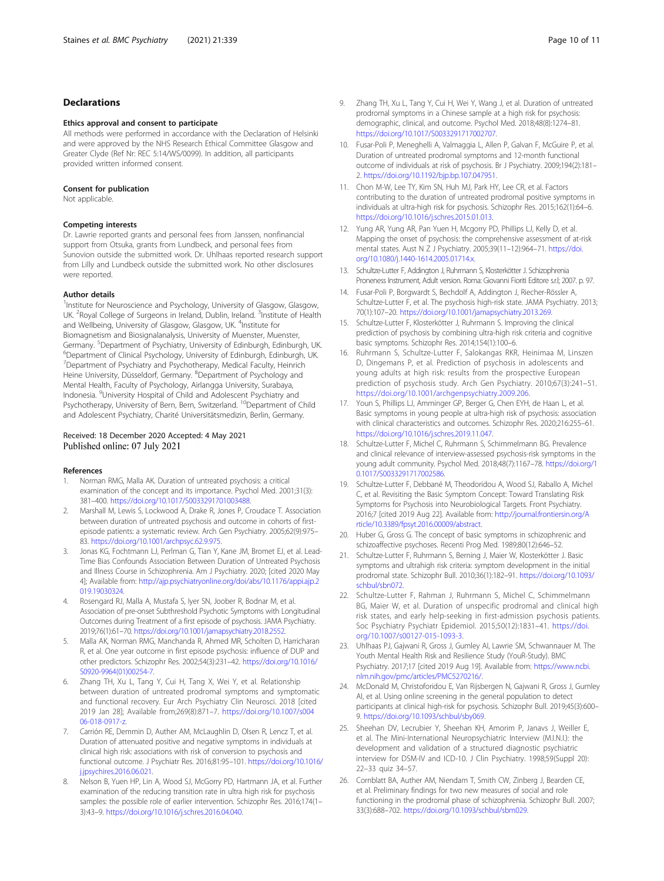## Declarations

### Ethics approval and consent to participate

All methods were performed in accordance with the Declaration of Helsinki and were approved by the NHS Research Ethical Committee Glasgow and Greater Clyde (Ref Nr: REC 5:14/WS/0099). In addition, all participants provided written informed consent.

### Consent for publication

Not applicable.

### Competing interests

Dr. Lawrie reported grants and personal fees from Janssen, nonfinancial support from Otsuka, grants from Lundbeck, and personal fees from Sunovion outside the submitted work. Dr. Uhlhaas reported research support from Lilly and Lundbeck outside the submitted work. No other disclosures were reported.

### Author details

[1]Institute for Neuroscience and Psychology, University of Glasgow, Glasgow, UK. [2]Royal College of Surgeons in Ireland, Dublin, Ireland. [3]Institute of Health and Wellbeing, University of Glasgow, Glasgow, UK. [4]Institute for Biomagnetism and Biosignalanalysis, University of Muenster, Muenster, Germany. [5]Department of Psychiatry, University of Edinburgh, Edinburgh, UK. [6]Department of Clinical Psychology, University of Edinburgh, Edinburgh, UK. [7]Department of Psychiatry and Psychotherapy, Medical Faculty, Heinrich Heine University, Düsseldorf, Germany. [8]Department of Psychology and Mental Health, Faculty of Psychology, Airlangga University, Surabaya, Indonesia. [9]University Hospital of Child and Adolescent Psychiatry and Psychotherapy, University of Bern, Bern, Switzerland. [10]Department of Child and Adolescent Psychiatry, Charité Universitätsmedizin, Berlin, Germany.

Received: 18 December 2020 Accepted: 4 May 2021
Published online: 07 July 2021

### References

1. Norman RMG, Malla AK. Duration of untreated psychosis: a critical examination of the concept and its importance. Psychol Med. 2001;31(3): 381–400. https://doi.org/10.1017/S0033291701003488.
2. Marshall M, Lewis S, Lockwood A, Drake R, Jones P, Croudace T. Association between duration of untreated psychosis and outcome in cohorts of first-episode patients: a systematic review. Arch Gen Psychiatry. 2005;62(9):975–83. https://doi.org/10.1001/archpsyc.62.9.975.
3. Jonas KG, Fochtmann LJ, Perlman G, Tian Y, Kane JM, Bromet EJ, et al. Lead-Time Bias Confounds Association Between Duration of Untreated Psychosis and Illness Course in Schizophrenia. Am J Psychiatry. 2020; [cited 2020 May 4]; Available from: http://ajp.psychiatryonline.org/doi/abs/10.1176/appi.ajp.2019.19030324.
4. Rosengard RJ, Malla A, Mustafa S, Iyer SN, Joober R, Bodnar M, et al. Association of pre-onset Subthreshold Psychotic Symptoms with Longitudinal Outcomes during Treatment of a first episode of psychosis. JAMA Psychiatry. 2019;76(1):61–70. https://doi.org/10.1001/jamapsychiatry.2018.2552.
5. Malla AK, Norman RMG, Manchanda R, Ahmed MR, Scholten D, Harricharan R, et al. One year outcome in first episode psychosis: influence of DUP and other predictors. Schizophr Res. 2002;54(3):231–42. https://doi.org/10.1016/S0920-9964(01)00254-7.
6. Zhang TH, Xu L, Tang Y, Cui H, Tang X, Wei Y, et al. Relationship between duration of untreated prodromal symptoms and symptomatic and functional recovery. Eur Arch Psychiatry Clin Neurosci. 2018 [cited 2019 Jan 28]; Available from;269(8):871–7. https://doi.org/10.1007/s00406-018-0917-z.
7. Carrión RE, Demmin D, Auther AM, McLaughlin D, Olsen R, Lencz T, et al. Duration of attenuated positive and negative symptoms in individuals at clinical high risk: associations with risk of conversion to psychosis and functional outcome. J Psychiatr Res. 2016;81:95–101. https://doi.org/10.1016/j.jpsychires.2016.06.021.
8. Nelson B, Yuen HP, Lin A, Wood SJ, McGorry PD, Hartmann JA, et al. Further examination of the reducing transition rate in ultra high risk for psychosis samples: the possible role of earlier intervention. Schizophr Res. 2016;174(1–3):43–9. https://doi.org/10.1016/j.schres.2016.04.040.
9. Zhang TH, Xu L, Tang Y, Cui H, Wei Y, Wang J, et al. Duration of untreated prodromal symptoms in a Chinese sample at a high risk for psychosis: demographic, clinical, and outcome. Psychol Med. 2018;48(8):1274–81. https://doi.org/10.1017/S0033291717002707.
10. Fusar-Poli P, Meneghelli A, Valmaggia L, Allen P, Galvan F, McGuire P, et al. Duration of untreated prodromal symptoms and 12-month functional outcome of individuals at risk of psychosis. Br J Psychiatry. 2009;194(2):181–2. https://doi.org/10.1192/bjp.bp.107.047951.
11. Chon M-W, Lee TY, Kim SN, Huh MJ, Park HY, Lee CR, et al. Factors contributing to the duration of untreated prodromal positive symptoms in individuals at ultra-high risk for psychosis. Schizophr Res. 2015;162(1):64–6. https://doi.org/10.1016/j.schres.2015.01.013.
12. Yung AR, Yung AR, Pan Yuen H, Mcgorry PD, Phillips LJ, Kelly D, et al. Mapping the onset of psychosis: the comprehensive assessment of at-risk mental states. Aust N Z J Psychiatry. 2005;39(11–12):964–71. https://doi.org/10.1080/j.1440-1614.2005.01714.x.
13. Schultze-Lutter F, Addington J, Ruhrmann S, Klosterkötter J. Schizophrenia Proneness Instrument, Adult version. Roma: Giovanni Fioriti Editore s.r.l; 2007. p. 97.
14. Fusar-Poli P, Borgwardt S, Bechdolf A, Addington J, Riecher-Rössler A, Schultze-Lutter F, et al. The psychosis high-risk state. JAMA Psychiatry. 2013; 70(1):107–20. https://doi.org/10.1001/jamapsychiatry.2013.269.
15. Schultze-Lutter F, Klosterkötter J, Ruhrmann S. Improving the clinical prediction of psychosis by combining ultra-high risk criteria and cognitive basic symptoms. Schizophr Res. 2014;154(1):100–6.
16. Ruhrmann S, Schultze-Lutter F, Salokangas RKR, Heinimaa M, Linszen D, Dingemans P, et al. Prediction of psychosis in adolescents and young adults at high risk: results from the prospective European prediction of psychosis study. Arch Gen Psychiatry. 2010;67(3):241–51. https://doi.org/10.1001/archgenpsychiatry.2009.206.
17. Youn S, Phillips LJ, Amminger GP, Berger G, Chen EYH, de Haan L, et al. Basic symptoms in young people at ultra-high risk of psychosis: association with clinical characteristics and outcomes. Schizophr Res. 2020;216:255–61. https://doi.org/10.1016/j.schres.2019.11.047.
18. Schultze-Lutter F, Michel C, Ruhrmann S, Schimmelmann BG. Prevalence and clinical relevance of interview-assessed psychosis-risk symptoms in the young adult community. Psychol Med. 2018;48(7):1167–78. https://doi.org/10.1017/S0033291717002586.
19. Schultze-Lutter F, Debbané M, Theodoridou A, Wood SJ, Raballo A, Michel C, et al. Revisiting the Basic Symptom Concept: Toward Translating Risk Symptoms for Psychosis into Neurobiological Targets. Front Psychiatry. 2016;7 [cited 2019 Aug 22]. Available from: http://journal.frontiersin.org/Article/10.3389/fpsyt.2016.00009/abstract.
20. Huber G, Gross G. The concept of basic symptoms in schizophrenic and schizoaffective psychoses. Recenti Prog Med. 1989;80(12):646–52.
21. Schultze-Lutter F, Ruhrmann S, Berning J, Maier W, Klosterkötter J. Basic symptoms and ultrahigh risk criteria: symptom development in the initial prodromal state. Schizophr Bull. 2010;36(1):182–91. https://doi.org/10.1093/schbul/sbn072.
22. Schultze-Lutter F, Rahman J, Ruhrmann S, Michel C, Schimmelmann BG, Maier W, et al. Duration of unspecific prodromal and clinical high risk states, and early help-seeking in first-admission psychosis patients. Soc Psychiatry Psychiatr Epidemiol. 2015;50(12):1831–41. https://doi.org/10.1007/s00127-015-1093-3.
23. Uhlhaas PJ, Gajwani R, Gross J, Gumley AI, Lawrie SM, Schwannauer M. The Youth Mental Health Risk and Resilience Study (YouR-Study). BMC Psychiatry. 2017;17 [cited 2019 Aug 19]. Available from: https://www.ncbi.nlm.nih.gov/pmc/articles/PMC5270216/.
24. McDonald M, Christoforidou E, Van Rijsbergen N, Gajwani R, Gross J, Gumley AI, et al. Using online screening in the general population to detect participants at clinical high-risk for psychosis. Schizophr Bull. 2019;45(3):600–9. https://doi.org/10.1093/schbul/sby069.
25. Sheehan DV, Lecrubier Y, Sheehan KH, Amorim P, Janavs J, Weiller E, et al. The Mini-International Neuropsychiatric Interview (M.I.N.I.): the development and validation of a structured diagnostic psychiatric interview for DSM-IV and ICD-10. J Clin Psychiatry. 1998;59(Suppl 20): 22–33 quiz 34–57.
26. Cornblatt BA, Auther AM, Niendam T, Smith CW, Zinberg J, Bearden CE, et al. Preliminary findings for two new measures of social and role functioning in the prodromal phase of schizophrenia. Schizophr Bull. 2007; 33(3):688–702. https://doi.org/10.1093/schbul/sbm029.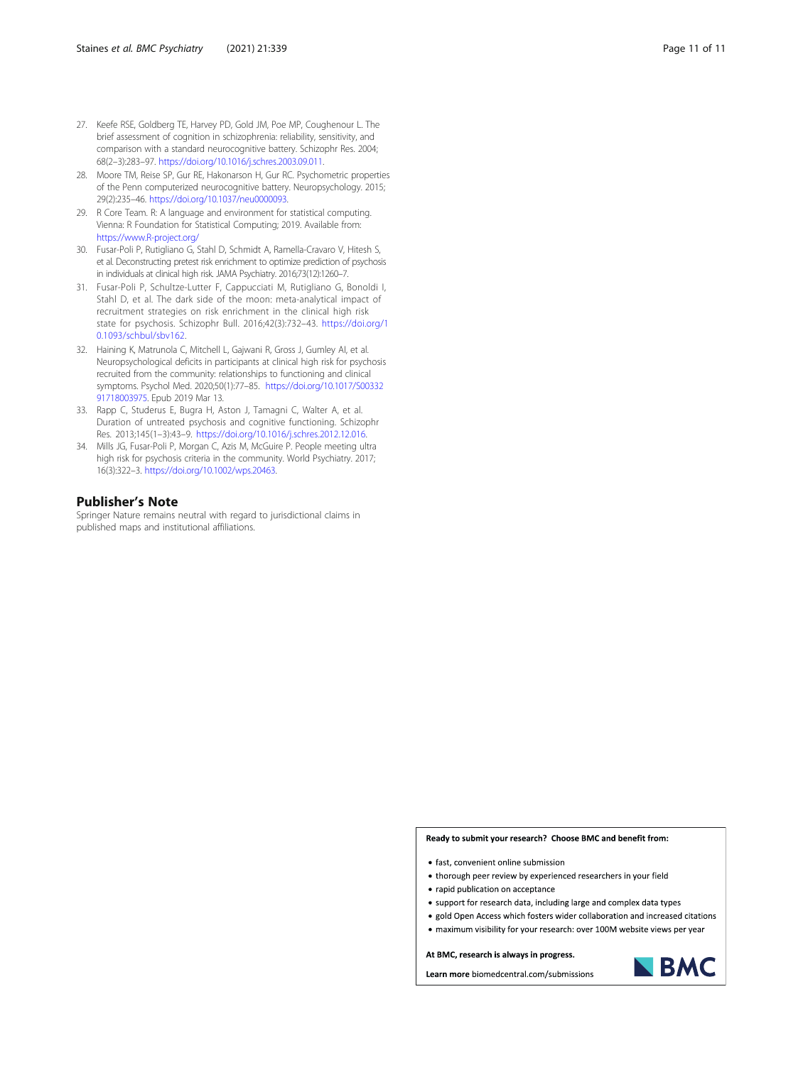27. Keefe RSE, Goldberg TE, Harvey PD, Gold JM, Poe MP, Coughenour L. The brief assessment of cognition in schizophrenia: reliability, sensitivity, and comparison with a standard neurocognitive battery. Schizophr Res. 2004; 68(2–3):283–97. https://doi.org/10.1016/j.schres.2003.09.011.
28. Moore TM, Reise SP, Gur RE, Hakonarson H, Gur RC. Psychometric properties of the Penn computerized neurocognitive battery. Neuropsychology. 2015; 29(2):235–46. https://doi.org/10.1037/neu0000093.
29. R Core Team. R: A language and environment for statistical computing. Vienna: R Foundation for Statistical Computing; 2019. Available from: https://www.R-project.org/
30. Fusar-Poli P, Rutigliano G, Stahl D, Schmidt A, Ramella-Cravaro V, Hitesh S, et al. Deconstructing pretest risk enrichment to optimize prediction of psychosis in individuals at clinical high risk. JAMA Psychiatry. 2016;73(12):1260–7.
31. Fusar-Poli P, Schultze-Lutter F, Cappucciati M, Rutigliano G, Bonoldi I, Stahl D, et al. The dark side of the moon: meta-analytical impact of recruitment strategies on risk enrichment in the clinical high risk state for psychosis. Schizophr Bull. 2016;42(3):732–43. https://doi.org/10.1093/schbul/sbv162.
32. Haining K, Matrunola C, Mitchell L, Gajwani R, Gross J, Gumley AI, et al. Neuropsychological deficits in participants at clinical high risk for psychosis recruited from the community: relationships to functioning and clinical symptoms. Psychol Med. 2020;50(1):77–85. https://doi.org/10.1017/S0033291718003975. Epub 2019 Mar 13.
33. Rapp C, Studerus E, Bugra H, Aston J, Tamagni C, Walter A, et al. Duration of untreated psychosis and cognitive functioning. Schizophr Res. 2013;145(1–3):43–9. https://doi.org/10.1016/j.schres.2012.12.016.
34. Mills JG, Fusar-Poli P, Morgan C, Azis M, McGuire P. People meeting ultra high risk for psychosis criteria in the community. World Psychiatry. 2017; 16(3):322–3. https://doi.org/10.1002/wps.20463.

## Publisher's Note

Springer Nature remains neutral with regard to jurisdictional claims in published maps and institutional affiliations.

**Ready to submit your research? Choose BMC and benefit from:**

- fast, convenient online submission
- thorough peer review by experienced researchers in your field
- rapid publication on acceptance
- support for research data, including large and complex data types
- gold Open Access which fosters wider collaboration and increased citations
- maximum visibility for your research: over 100M website views per year

**At BMC, research is always in progress.**

**Learn more** biomedcentral.com/submissions

BMC